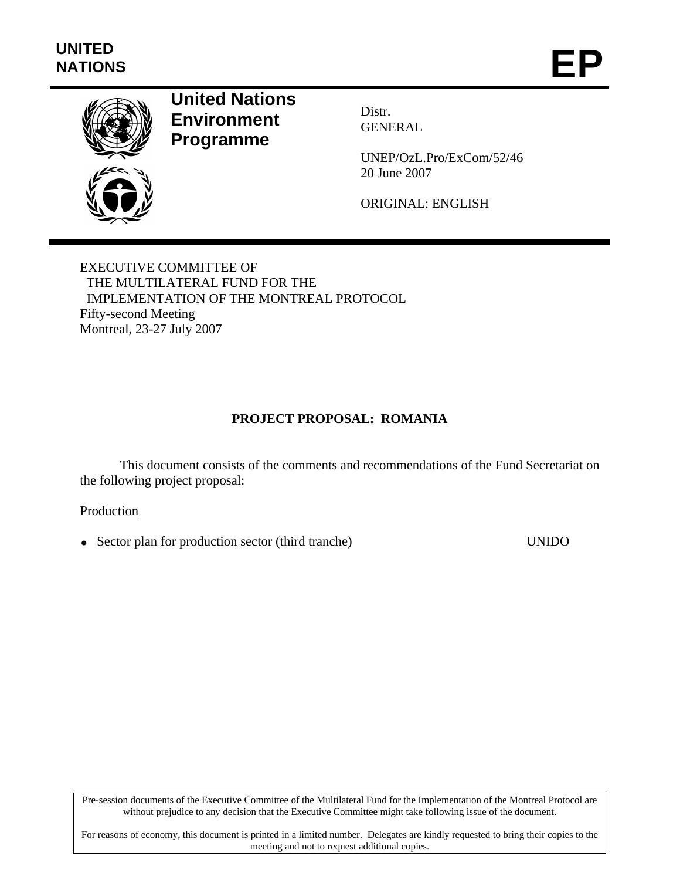UNITED NATIONS

# EP

**United Nations Environment Programme**

Distr.
GENERAL

UNEP/OzL.Pro/ExCom/52/46
20 June 2007

ORIGINAL: ENGLISH

EXECUTIVE COMMITTEE OF
THE MULTILATERAL FUND FOR THE
IMPLEMENTATION OF THE MONTREAL PROTOCOL
Fifty-second Meeting
Montreal, 23-27 July 2007

## PROJECT PROPOSAL: ROMANIA

This document consists of the comments and recommendations of the Fund Secretariat on the following project proposal:

Production

- Sector plan for production sector (third tranche) UNIDO

Pre-session documents of the Executive Committee of the Multilateral Fund for the Implementation of the Montreal Protocol are without prejudice to any decision that the Executive Committee might take following issue of the document.

For reasons of economy, this document is printed in a limited number. Delegates are kindly requested to bring their copies to the meeting and not to request additional copies.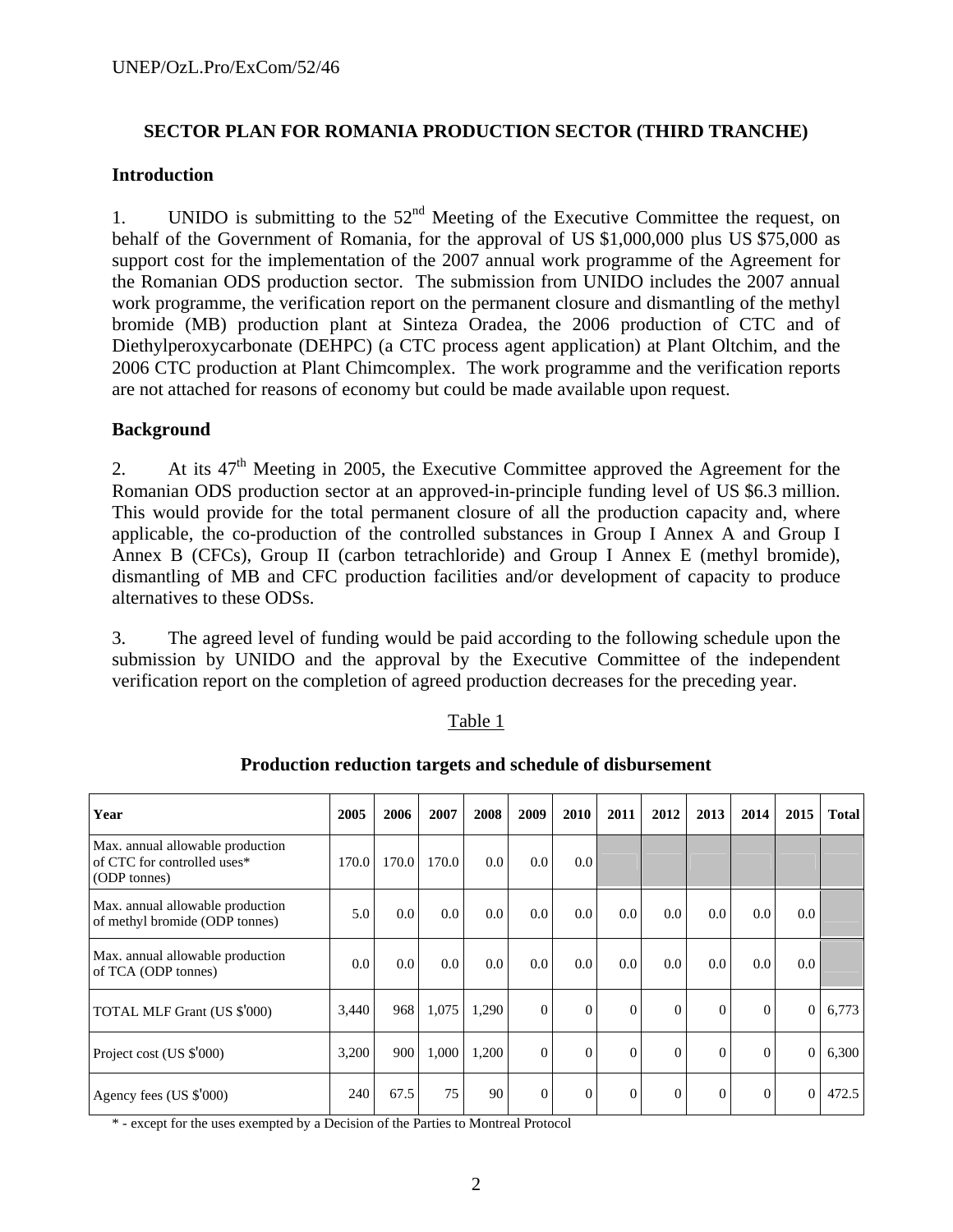## SECTOR PLAN FOR ROMANIA PRODUCTION SECTOR (THIRD TRANCHE)

### Introduction

1. UNIDO is submitting to the 52nd Meeting of the Executive Committee the request, on behalf of the Government of Romania, for the approval of US $1,000,000 plus US $75,000 as support cost for the implementation of the 2007 annual work programme of the Agreement for the Romanian ODS production sector. The submission from UNIDO includes the 2007 annual work programme, the verification report on the permanent closure and dismantling of the methyl bromide (MB) production plant at Sinteza Oradea, the 2006 production of CTC and of Diethylperoxycarbonate (DEHPC) (a CTC process agent application) at Plant Oltchim, and the 2006 CTC production at Plant Chimcomplex. The work programme and the verification reports are not attached for reasons of economy but could be made available upon request.

### Background

2. At its 47th Meeting in 2005, the Executive Committee approved the Agreement for the Romanian ODS production sector at an approved-in-principle funding level of US $6.3 million. This would provide for the total permanent closure of all the production capacity and, where applicable, the co-production of the controlled substances in Group I Annex A and Group I Annex B (CFCs), Group II (carbon tetrachloride) and Group I Annex E (methyl bromide), dismantling of MB and CFC production facilities and/or development of capacity to produce alternatives to these ODSs.

3. The agreed level of funding would be paid according to the following schedule upon the submission by UNIDO and the approval by the Executive Committee of the independent verification report on the completion of agreed production decreases for the preceding year.

Table 1

**Production reduction targets and schedule of disbursement**

| Year | 2005 | 2006 | 2007 | 2008 | 2009 | 2010 | 2011 | 2012 | 2013 | 2014 | 2015 | Total |
|---|---|---|---|---|---|---|---|---|---|---|---|---|
| Max. annual allowable production of CTC for controlled uses* (ODP tonnes) | 170.0 | 170.0 | 170.0 | 0.0 | 0.0 | 0.0 | | | | | | |
| Max. annual allowable production of methyl bromide (ODP tonnes) | 5.0 | 0.0 | 0.0 | 0.0 | 0.0 | 0.0 | 0.0 | 0.0 | 0.0 | 0.0 | 0.0 | |
| Max. annual allowable production of TCA (ODP tonnes) | 0.0 | 0.0 | 0.0 | 0.0 | 0.0 | 0.0 | 0.0 | 0.0 | 0.0 | 0.0 | 0.0 | |
| TOTAL MLF Grant (US $'000) | 3,440 | 968 | 1,075 | 1,290 | 0 | 0 | 0 | 0 | 0 | 0 | 0 | 6,773 |
| Project cost (US $'000) | 3,200 | 900 | 1,000 | 1,200 | 0 | 0 | 0 | 0 | 0 | 0 | 0 | 6,300 |
| Agency fees (US $'000) | 240 | 67.5 | 75 | 90 | 0 | 0 | 0 | 0 | 0 | 0 | 0 | 472.5 |

\* - except for the uses exempted by a Decision of the Parties to Montreal Protocol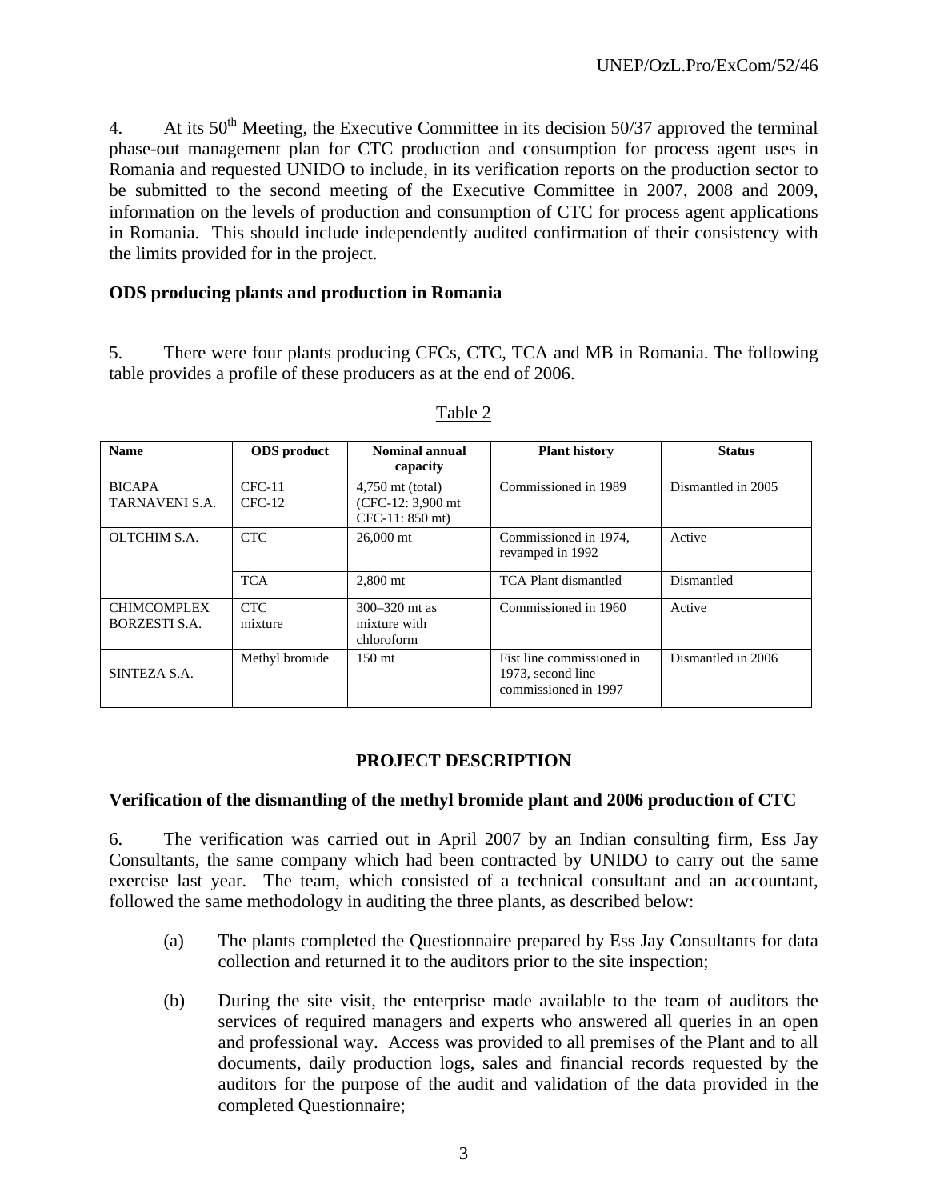4. At its 50th Meeting, the Executive Committee in its decision 50/37 approved the terminal phase-out management plan for CTC production and consumption for process agent uses in Romania and requested UNIDO to include, in its verification reports on the production sector to be submitted to the second meeting of the Executive Committee in 2007, 2008 and 2009, information on the levels of production and consumption of CTC for process agent applications in Romania. This should include independently audited confirmation of their consistency with the limits provided for in the project.

**ODS producing plants and production in Romania**

5. There were four plants producing CFCs, CTC, TCA and MB in Romania. The following table provides a profile of these producers as at the end of 2006.

Table 2

| Name | ODS product | Nominal annual capacity | Plant history | Status |
|---|---|---|---|---|
| BICAPA TARNAVENI S.A. | CFC-11<br>CFC-12 | 4,750 mt (total)<br>(CFC-12: 3,900 mt<br>CFC-11: 850 mt) | Commissioned in 1989 | Dismantled in 2005 |
| OLTCHIM S.A. | CTC | 26,000 mt | Commissioned in 1974, revamped in 1992 | Active |
| | TCA | 2,800 mt | TCA Plant dismantled | Dismantled |
| CHIMCOMPLEX BORZESTI S.A. | CTC<br>mixture | 300–320 mt as mixture with chloroform | Commissioned in 1960 | Active |
| SINTEZA S.A. | Methyl bromide | 150 mt | Fist line commissioned in 1973, second line commissioned in 1997 | Dismantled in 2006 |

## PROJECT DESCRIPTION

**Verification of the dismantling of the methyl bromide plant and 2006 production of CTC**

6. The verification was carried out in April 2007 by an Indian consulting firm, Ess Jay Consultants, the same company which had been contracted by UNIDO to carry out the same exercise last year. The team, which consisted of a technical consultant and an accountant, followed the same methodology in auditing the three plants, as described below:

(a) The plants completed the Questionnaire prepared by Ess Jay Consultants for data collection and returned it to the auditors prior to the site inspection;

(b) During the site visit, the enterprise made available to the team of auditors the services of required managers and experts who answered all queries in an open and professional way. Access was provided to all premises of the Plant and to all documents, daily production logs, sales and financial records requested by the auditors for the purpose of the audit and validation of the data provided in the completed Questionnaire;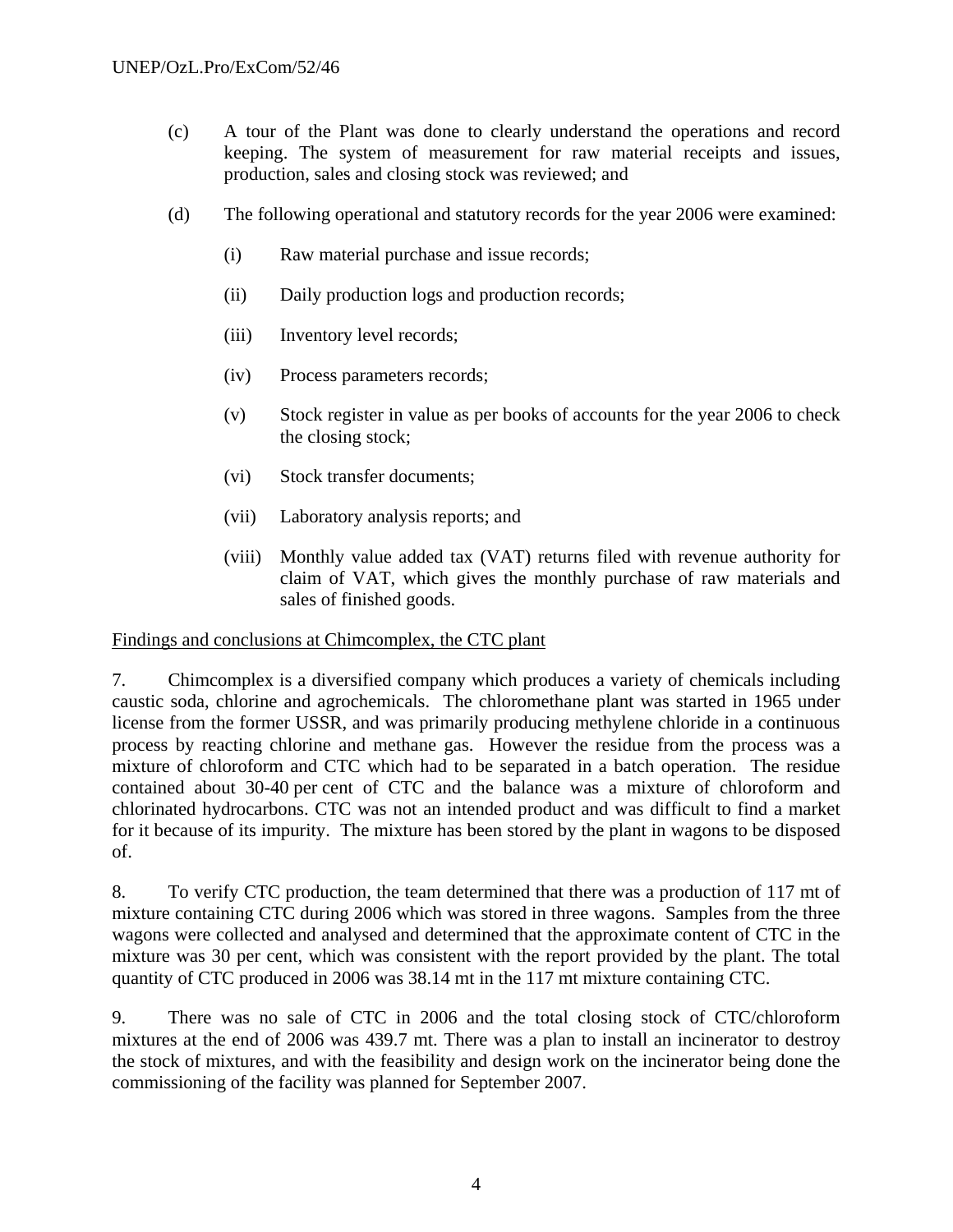(c) A tour of the Plant was done to clearly understand the operations and record keeping. The system of measurement for raw material receipts and issues, production, sales and closing stock was reviewed; and

(d) The following operational and statutory records for the year 2006 were examined:

  (i) Raw material purchase and issue records;

  (ii) Daily production logs and production records;

  (iii) Inventory level records;

  (iv) Process parameters records;

  (v) Stock register in value as per books of accounts for the year 2006 to check the closing stock;

  (vi) Stock transfer documents;

  (vii) Laboratory analysis reports; and

  (viii) Monthly value added tax (VAT) returns filed with revenue authority for claim of VAT, which gives the monthly purchase of raw materials and sales of finished goods.

Findings and conclusions at Chimcomplex, the CTC plant

7. Chimcomplex is a diversified company which produces a variety of chemicals including caustic soda, chlorine and agrochemicals. The chloromethane plant was started in 1965 under license from the former USSR, and was primarily producing methylene chloride in a continuous process by reacting chlorine and methane gas. However the residue from the process was a mixture of chloroform and CTC which had to be separated in a batch operation. The residue contained about 30-40 per cent of CTC and the balance was a mixture of chloroform and chlorinated hydrocarbons. CTC was not an intended product and was difficult to find a market for it because of its impurity. The mixture has been stored by the plant in wagons to be disposed of.

8. To verify CTC production, the team determined that there was a production of 117 mt of mixture containing CTC during 2006 which was stored in three wagons. Samples from the three wagons were collected and analysed and determined that the approximate content of CTC in the mixture was 30 per cent, which was consistent with the report provided by the plant. The total quantity of CTC produced in 2006 was 38.14 mt in the 117 mt mixture containing CTC.

9. There was no sale of CTC in 2006 and the total closing stock of CTC/chloroform mixtures at the end of 2006 was 439.7 mt. There was a plan to install an incinerator to destroy the stock of mixtures, and with the feasibility and design work on the incinerator being done the commissioning of the facility was planned for September 2007.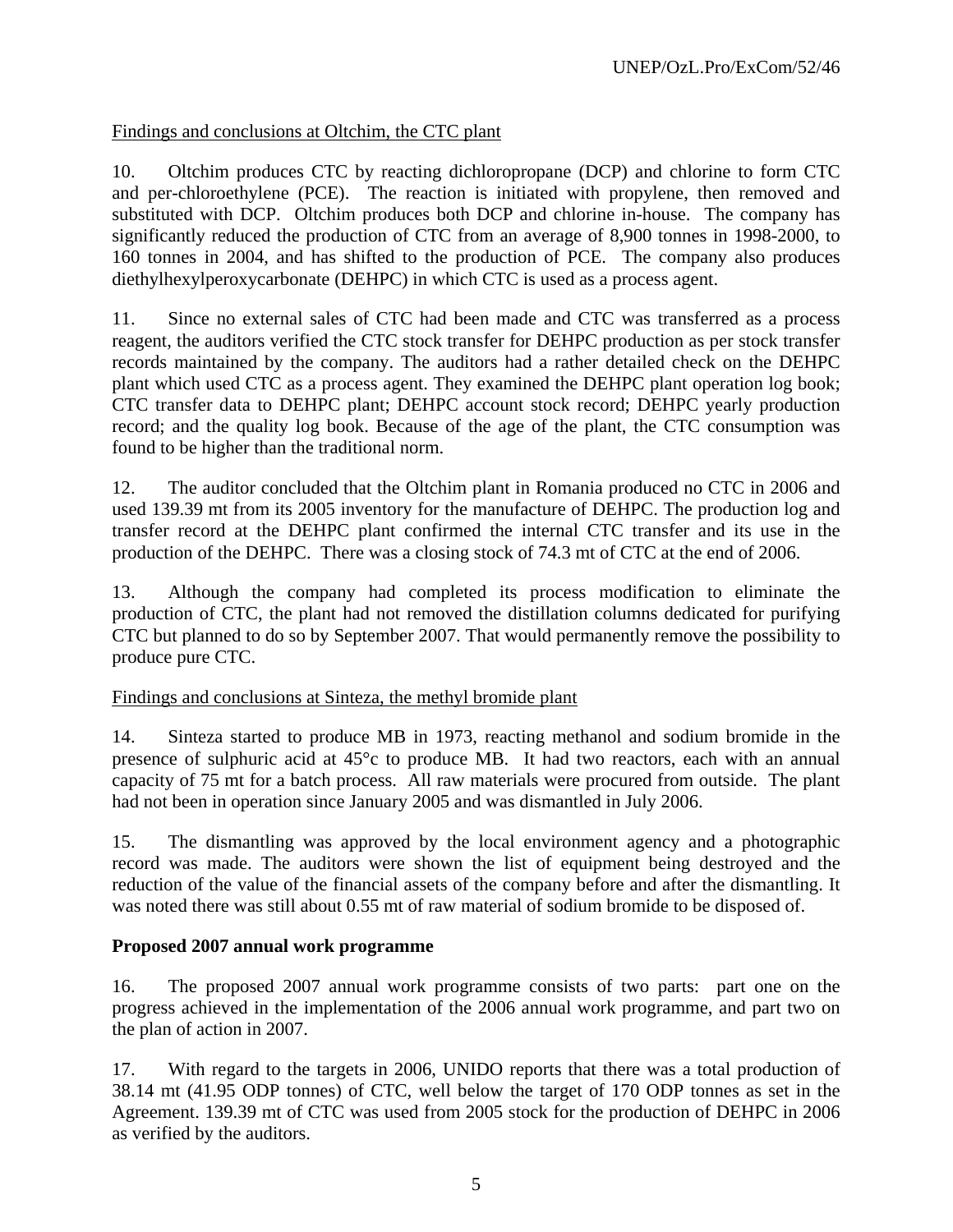Findings and conclusions at Oltchim, the CTC plant

10. Oltchim produces CTC by reacting dichloropropane (DCP) and chlorine to form CTC and per-chloroethylene (PCE). The reaction is initiated with propylene, then removed and substituted with DCP. Oltchim produces both DCP and chlorine in-house. The company has significantly reduced the production of CTC from an average of 8,900 tonnes in 1998-2000, to 160 tonnes in 2004, and has shifted to the production of PCE. The company also produces diethylhexylperoxycarbonate (DEHPC) in which CTC is used as a process agent.

11. Since no external sales of CTC had been made and CTC was transferred as a process reagent, the auditors verified the CTC stock transfer for DEHPC production as per stock transfer records maintained by the company. The auditors had a rather detailed check on the DEHPC plant which used CTC as a process agent. They examined the DEHPC plant operation log book; CTC transfer data to DEHPC plant; DEHPC account stock record; DEHPC yearly production record; and the quality log book. Because of the age of the plant, the CTC consumption was found to be higher than the traditional norm.

12. The auditor concluded that the Oltchim plant in Romania produced no CTC in 2006 and used 139.39 mt from its 2005 inventory for the manufacture of DEHPC. The production log and transfer record at the DEHPC plant confirmed the internal CTC transfer and its use in the production of the DEHPC. There was a closing stock of 74.3 mt of CTC at the end of 2006.

13. Although the company had completed its process modification to eliminate the production of CTC, the plant had not removed the distillation columns dedicated for purifying CTC but planned to do so by September 2007. That would permanently remove the possibility to produce pure CTC.

Findings and conclusions at Sinteza, the methyl bromide plant

14. Sinteza started to produce MB in 1973, reacting methanol and sodium bromide in the presence of sulphuric acid at 45°c to produce MB. It had two reactors, each with an annual capacity of 75 mt for a batch process. All raw materials were procured from outside. The plant had not been in operation since January 2005 and was dismantled in July 2006.

15. The dismantling was approved by the local environment agency and a photographic record was made. The auditors were shown the list of equipment being destroyed and the reduction of the value of the financial assets of the company before and after the dismantling. It was noted there was still about 0.55 mt of raw material of sodium bromide to be disposed of.

**Proposed 2007 annual work programme**

16. The proposed 2007 annual work programme consists of two parts: part one on the progress achieved in the implementation of the 2006 annual work programme, and part two on the plan of action in 2007.

17. With regard to the targets in 2006, UNIDO reports that there was a total production of 38.14 mt (41.95 ODP tonnes) of CTC, well below the target of 170 ODP tonnes as set in the Agreement. 139.39 mt of CTC was used from 2005 stock for the production of DEHPC in 2006 as verified by the auditors.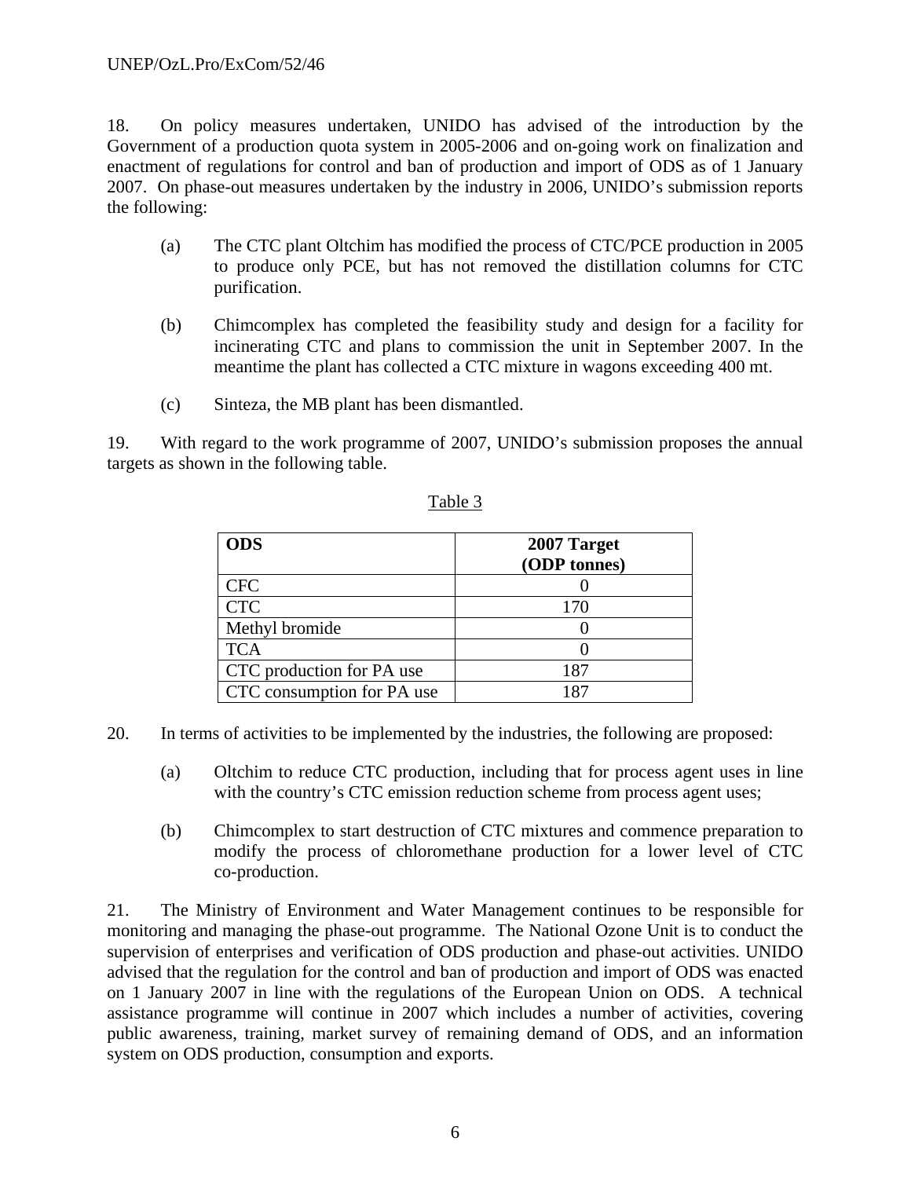18. On policy measures undertaken, UNIDO has advised of the introduction by the Government of a production quota system in 2005-2006 and on-going work on finalization and enactment of regulations for control and ban of production and import of ODS as of 1 January 2007. On phase-out measures undertaken by the industry in 2006, UNIDO's submission reports the following:

(a) The CTC plant Oltchim has modified the process of CTC/PCE production in 2005 to produce only PCE, but has not removed the distillation columns for CTC purification.

(b) Chimcomplex has completed the feasibility study and design for a facility for incinerating CTC and plans to commission the unit in September 2007. In the meantime the plant has collected a CTC mixture in wagons exceeding 400 mt.

(c) Sinteza, the MB plant has been dismantled.

19. With regard to the work programme of 2007, UNIDO's submission proposes the annual targets as shown in the following table.

Table 3

| ODS | 2007 Target (ODP tonnes) |
|---|---|
| CFC | 0 |
| CTC | 170 |
| Methyl bromide | 0 |
| TCA | 0 |
| CTC production for PA use | 187 |
| CTC consumption for PA use | 187 |

20. In terms of activities to be implemented by the industries, the following are proposed:

(a) Oltchim to reduce CTC production, including that for process agent uses in line with the country's CTC emission reduction scheme from process agent uses;

(b) Chimcomplex to start destruction of CTC mixtures and commence preparation to modify the process of chloromethane production for a lower level of CTC co-production.

21. The Ministry of Environment and Water Management continues to be responsible for monitoring and managing the phase-out programme. The National Ozone Unit is to conduct the supervision of enterprises and verification of ODS production and phase-out activities. UNIDO advised that the regulation for the control and ban of production and import of ODS was enacted on 1 January 2007 in line with the regulations of the European Union on ODS. A technical assistance programme will continue in 2007 which includes a number of activities, covering public awareness, training, market survey of remaining demand of ODS, and an information system on ODS production, consumption and exports.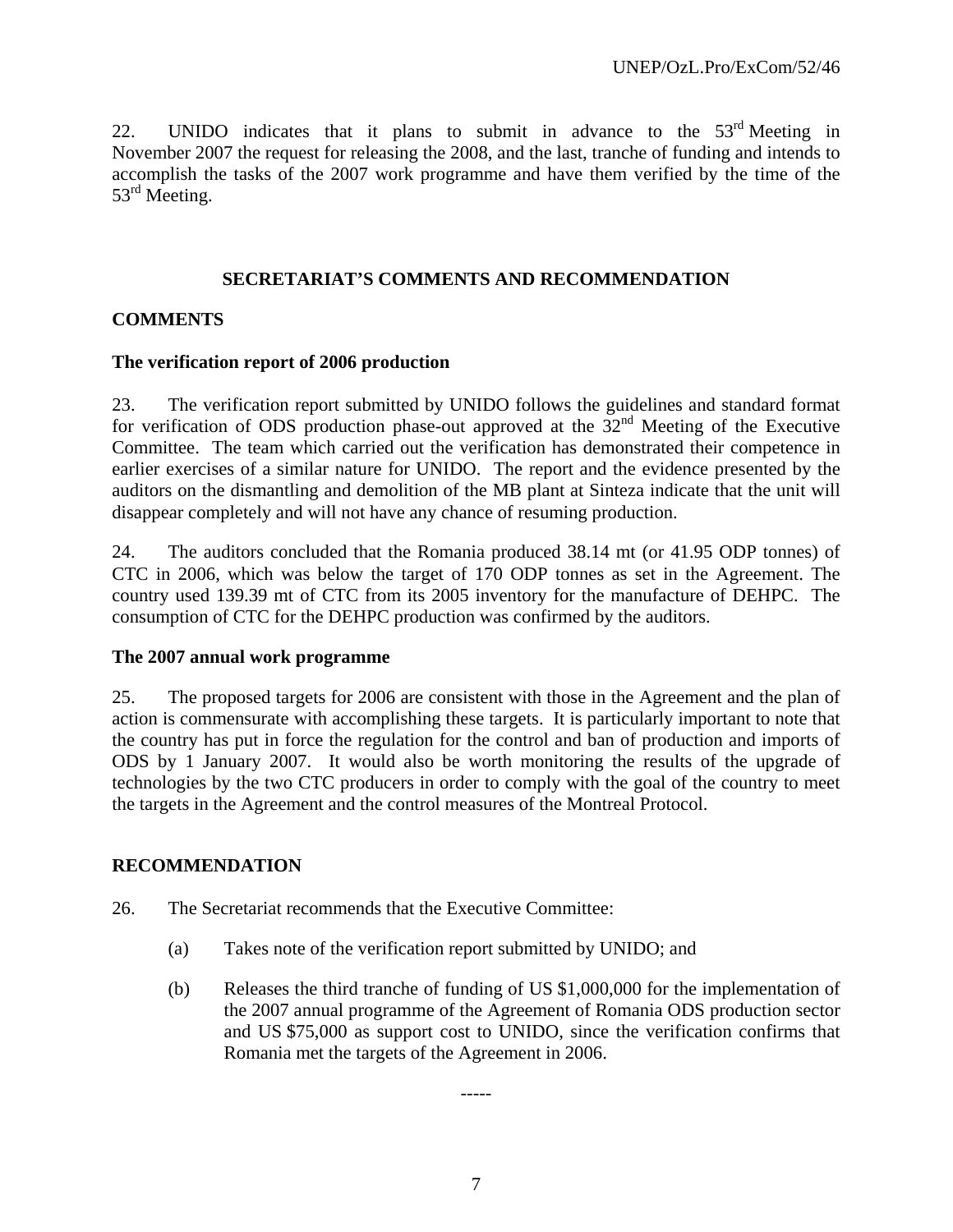22. UNIDO indicates that it plans to submit in advance to the 53rd Meeting in November 2007 the request for releasing the 2008, and the last, tranche of funding and intends to accomplish the tasks of the 2007 work programme and have them verified by the time of the 53rd Meeting.

## SECRETARIAT'S COMMENTS AND RECOMMENDATION

### COMMENTS

**The verification report of 2006 production**

23. The verification report submitted by UNIDO follows the guidelines and standard format for verification of ODS production phase-out approved at the 32nd Meeting of the Executive Committee. The team which carried out the verification has demonstrated their competence in earlier exercises of a similar nature for UNIDO. The report and the evidence presented by the auditors on the dismantling and demolition of the MB plant at Sinteza indicate that the unit will disappear completely and will not have any chance of resuming production.

24. The auditors concluded that the Romania produced 38.14 mt (or 41.95 ODP tonnes) of CTC in 2006, which was below the target of 170 ODP tonnes as set in the Agreement. The country used 139.39 mt of CTC from its 2005 inventory for the manufacture of DEHPC. The consumption of CTC for the DEHPC production was confirmed by the auditors.

**The 2007 annual work programme**

25. The proposed targets for 2006 are consistent with those in the Agreement and the plan of action is commensurate with accomplishing these targets. It is particularly important to note that the country has put in force the regulation for the control and ban of production and imports of ODS by 1 January 2007. It would also be worth monitoring the results of the upgrade of technologies by the two CTC producers in order to comply with the goal of the country to meet the targets in the Agreement and the control measures of the Montreal Protocol.

### RECOMMENDATION

26. The Secretariat recommends that the Executive Committee:

(a) Takes note of the verification report submitted by UNIDO; and

(b) Releases the third tranche of funding of US $1,000,000 for the implementation of the 2007 annual programme of the Agreement of Romania ODS production sector and US $75,000 as support cost to UNIDO, since the verification confirms that Romania met the targets of the Agreement in 2006.

-----